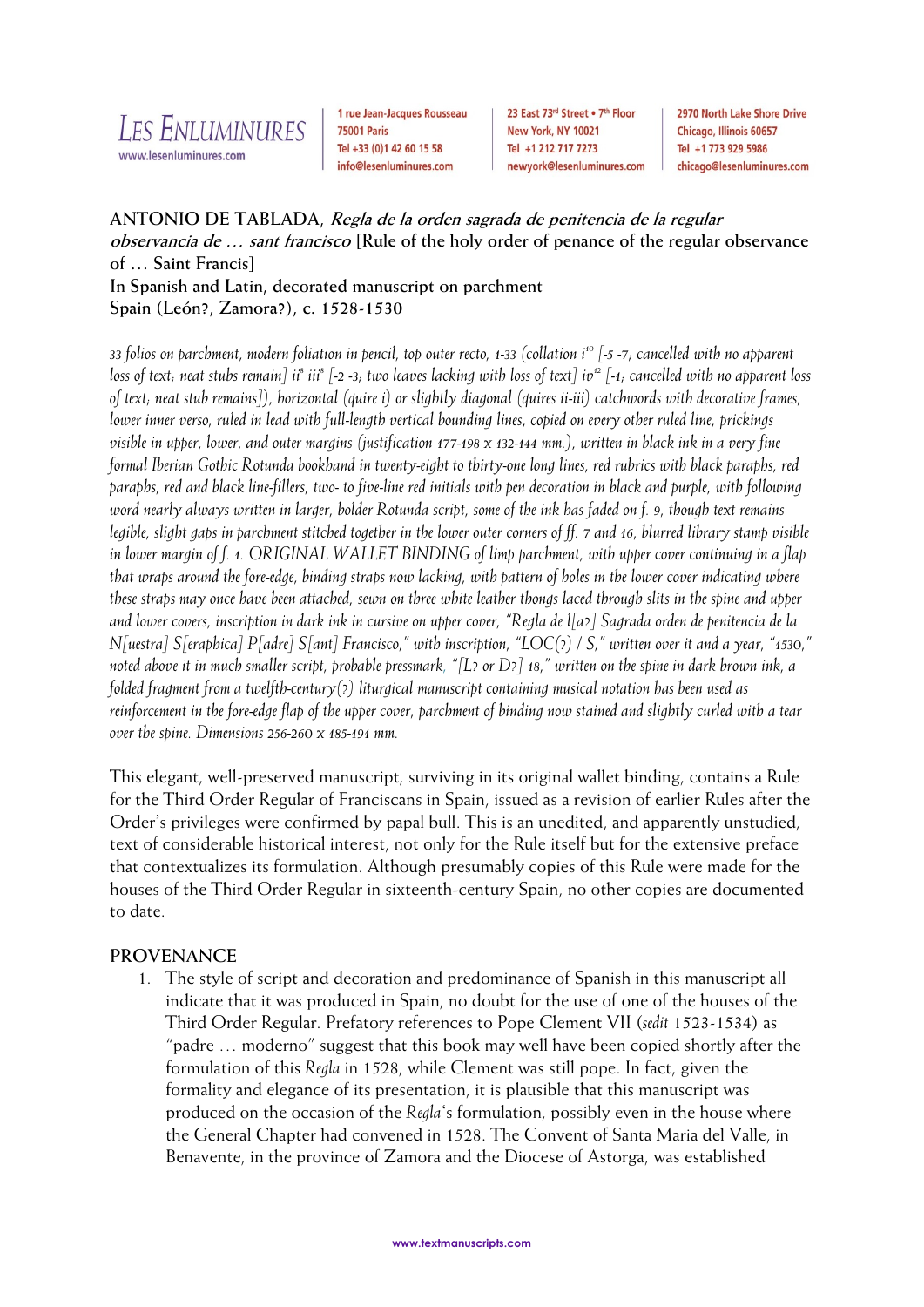**ANTONIO DE TABLADA,** ***Regla de la orden sagrada de penitencia de la regular observancia de … sant francisco*** **[Rule of the holy order of penance of the regular observance of … Saint Francis]**
**In Spanish and Latin, decorated manuscript on parchment**
**Spain (León?, Zamora?), c. 1528-1530**

*33 folios on parchment, modern foliation in pencil, top outer recto, 1-33 (collation i[10] [-5 -7; cancelled with no apparent loss of text; neat stubs remain] ii[8] iii[8] [-2 -3; two leaves lacking with loss of text] iv[12] [-1; cancelled with no apparent loss of text; neat stub remains]), horizontal (quire i) or slightly diagonal (quires ii-iii) catchwords with decorative frames, lower inner verso, ruled in lead with full-length vertical bounding lines, copied on every other ruled line, prickings visible in upper, lower, and outer margins (justification 177-198 x 132-144 mm.), written in black ink in a very fine formal Iberian Gothic Rotunda bookhand in twenty-eight to thirty-one long lines, red rubrics with black paraphs, red paraphs, red and black line-fillers, two- to five-line red initials with pen decoration in black and purple, with following word nearly always written in larger, bolder Rotunda script, some of the ink has faded on f. 9, though text remains legible, slight gaps in parchment stitched together in the lower outer corners of ff. 7 and 16, blurred library stamp visible in lower margin of f. 1. ORIGINAL WALLET BINDING of limp parchment, with upper cover continuing in a flap that wraps around the fore-edge, binding straps now lacking, with pattern of holes in the lower cover indicating where these straps may once have been attached, sewn on three white leather thongs laced through slits in the spine and upper and lower covers, inscription in dark ink in cursive on upper cover, "Regla de l[a?] Sagrada orden de penitencia de la N[uestra] S[eraphica] P[adre] S[ant] Francisco," with inscription, "LOC(?) / S," written over it and a year, "1530," noted above it in much smaller script, probable pressmark, "[L? or D?] 18," written on the spine in dark brown ink, a folded fragment from a twelfth-century(?) liturgical manuscript containing musical notation has been used as reinforcement in the fore-edge flap of the upper cover, parchment of binding now stained and slightly curled with a tear over the spine. Dimensions 256-260 x 185-191 mm.*

This elegant, well-preserved manuscript, surviving in its original wallet binding, contains a Rule for the Third Order Regular of Franciscans in Spain, issued as a revision of earlier Rules after the Order's privileges were confirmed by papal bull. This is an unedited, and apparently unstudied, text of considerable historical interest, not only for the Rule itself but for the extensive preface that contextualizes its formulation. Although presumably copies of this Rule were made for the houses of the Third Order Regular in sixteenth-century Spain, no other copies are documented to date.

## PROVENANCE

1. The style of script and decoration and predominance of Spanish in this manuscript all indicate that it was produced in Spain, no doubt for the use of one of the houses of the Third Order Regular. Prefatory references to Pope Clement VII (*sedit* 1523-1534) as "padre … moderno" suggest that this book may well have been copied shortly after the formulation of this *Regla* in 1528, while Clement was still pope. In fact, given the formality and elegance of its presentation, it is plausible that this manuscript was produced on the occasion of the *Regla*'s formulation, possibly even in the house where the General Chapter had convened in 1528. The Convent of Santa Maria del Valle, in Benavente, in the province of Zamora and the Diocese of Astorga, was established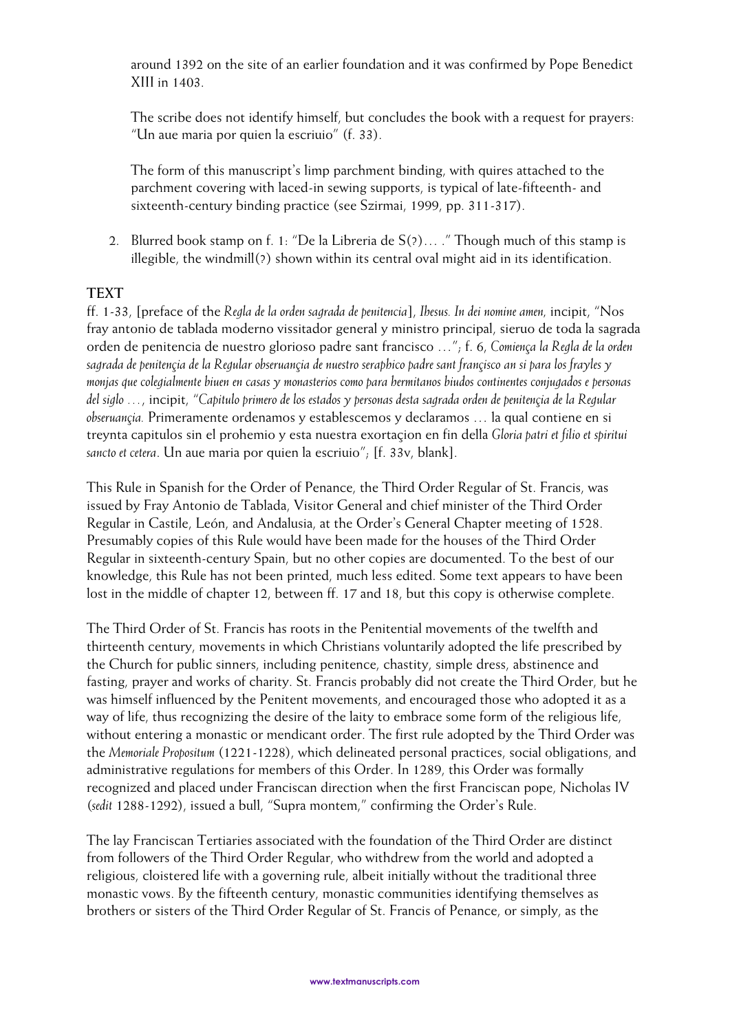around 1392 on the site of an earlier foundation and it was confirmed by Pope Benedict XIII in 1403.

The scribe does not identify himself, but concludes the book with a request for prayers: "Un aue maria por quien la escriuio" (f. 33).

The form of this manuscript's limp parchment binding, with quires attached to the parchment covering with laced-in sewing supports, is typical of late-fifteenth- and sixteenth-century binding practice (see Szirmai, 1999, pp. 311-317).

2. Blurred book stamp on f. 1: "De la Libreria de S(?)… ." Though much of this stamp is illegible, the windmill(?) shown within its central oval might aid in its identification.

## TEXT

ff. 1-33, [preface of the *Regla de la orden sagrada de penitencia*], *Ihesus. In dei nomine amen,* incipit, "Nos fray antonio de tablada moderno vissitador general y ministro principal, sieruo de toda la sagrada orden de penitencia de nuestro glorioso padre sant francisco …"; f. 6, *Comiença la Regla de la orden sagrada de penitençia de la Regular obseruançia de nuestro seraphico padre sant françisco an si para los frayles y monjas que colegialmente biuen en casas y monasterios como para hermitanos biudos continentes conjugados e personas del siglo …*, incipit, "*Capitulo primero de los estados y personas desta sagrada orden de penitençia de la Regular obseruançia.* Primeramente ordenamos y establescemos y declaramos … la qual contiene en si treynta capitulos sin el prohemio y esta nuestra exortaçion en fin della *Gloria patri et filio et spiritui sancto et cetera*. Un aue maria por quien la escriuio"; [f. 33v, blank].

This Rule in Spanish for the Order of Penance, the Third Order Regular of St. Francis, was issued by Fray Antonio de Tablada, Visitor General and chief minister of the Third Order Regular in Castile, León, and Andalusia, at the Order's General Chapter meeting of 1528. Presumably copies of this Rule would have been made for the houses of the Third Order Regular in sixteenth-century Spain, but no other copies are documented. To the best of our knowledge, this Rule has not been printed, much less edited. Some text appears to have been lost in the middle of chapter 12, between ff. 17 and 18, but this copy is otherwise complete.

The Third Order of St. Francis has roots in the Penitential movements of the twelfth and thirteenth century, movements in which Christians voluntarily adopted the life prescribed by the Church for public sinners, including penitence, chastity, simple dress, abstinence and fasting, prayer and works of charity. St. Francis probably did not create the Third Order, but he was himself influenced by the Penitent movements, and encouraged those who adopted it as a way of life, thus recognizing the desire of the laity to embrace some form of the religious life, without entering a monastic or mendicant order. The first rule adopted by the Third Order was the *Memoriale Propositum* (1221-1228), which delineated personal practices, social obligations, and administrative regulations for members of this Order. In 1289, this Order was formally recognized and placed under Franciscan direction when the first Franciscan pope, Nicholas IV (*sedit* 1288-1292), issued a bull, "Supra montem," confirming the Order's Rule.

The lay Franciscan Tertiaries associated with the foundation of the Third Order are distinct from followers of the Third Order Regular, who withdrew from the world and adopted a religious, cloistered life with a governing rule, albeit initially without the traditional three monastic vows. By the fifteenth century, monastic communities identifying themselves as brothers or sisters of the Third Order Regular of St. Francis of Penance, or simply, as the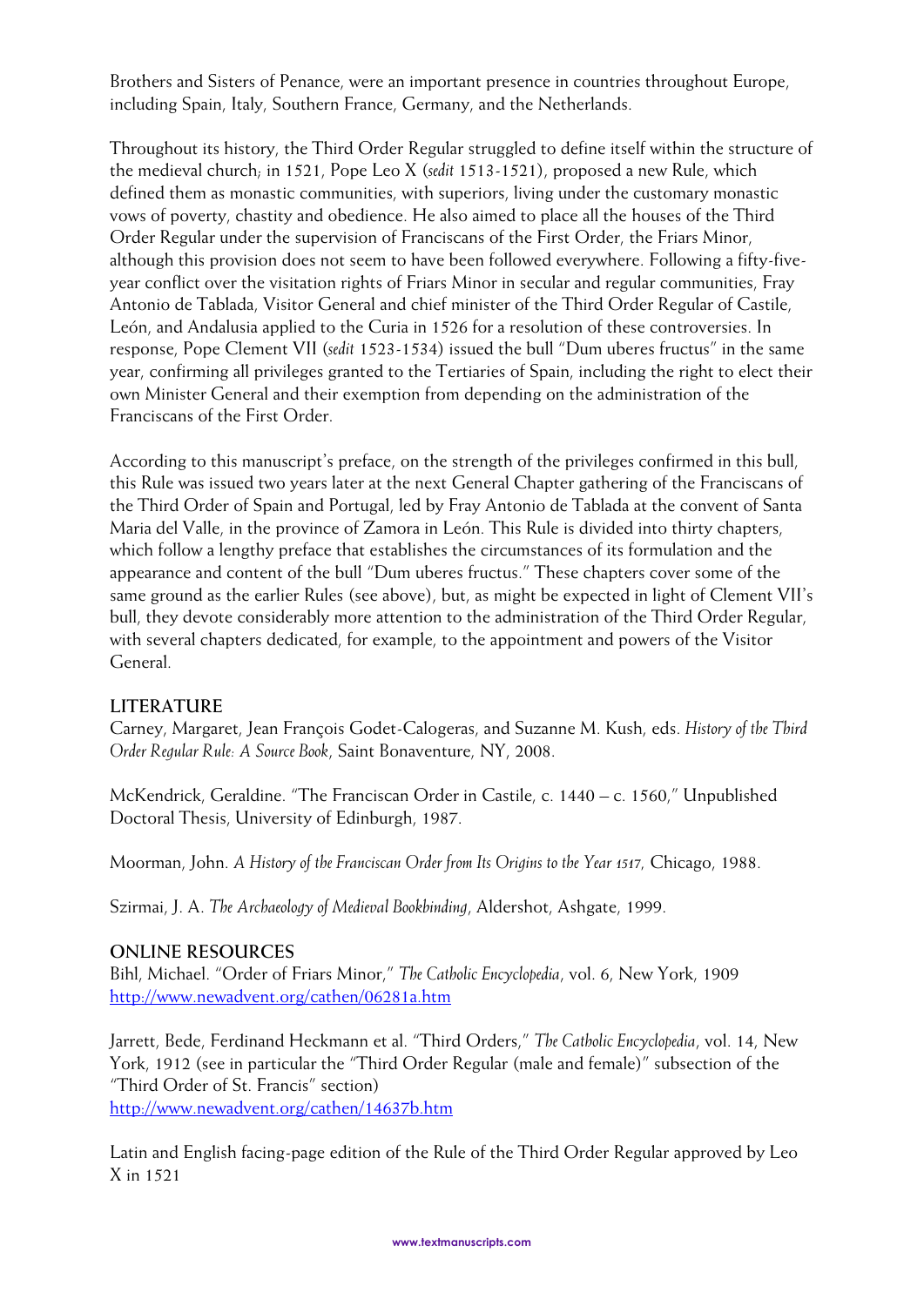Brothers and Sisters of Penance, were an important presence in countries throughout Europe, including Spain, Italy, Southern France, Germany, and the Netherlands.

Throughout its history, the Third Order Regular struggled to define itself within the structure of the medieval church; in 1521, Pope Leo X (*sedit* 1513-1521), proposed a new Rule, which defined them as monastic communities, with superiors, living under the customary monastic vows of poverty, chastity and obedience. He also aimed to place all the houses of the Third Order Regular under the supervision of Franciscans of the First Order, the Friars Minor, although this provision does not seem to have been followed everywhere. Following a fifty-five-year conflict over the visitation rights of Friars Minor in secular and regular communities, Fray Antonio de Tablada, Visitor General and chief minister of the Third Order Regular of Castile, León, and Andalusia applied to the Curia in 1526 for a resolution of these controversies. In response, Pope Clement VII (*sedit* 1523-1534) issued the bull "Dum uberes fructus" in the same year, confirming all privileges granted to the Tertiaries of Spain, including the right to elect their own Minister General and their exemption from depending on the administration of the Franciscans of the First Order.

According to this manuscript's preface, on the strength of the privileges confirmed in this bull, this Rule was issued two years later at the next General Chapter gathering of the Franciscans of the Third Order of Spain and Portugal, led by Fray Antonio de Tablada at the convent of Santa Maria del Valle, in the province of Zamora in León. This Rule is divided into thirty chapters, which follow a lengthy preface that establishes the circumstances of its formulation and the appearance and content of the bull "Dum uberes fructus." These chapters cover some of the same ground as the earlier Rules (see above), but, as might be expected in light of Clement VII's bull, they devote considerably more attention to the administration of the Third Order Regular, with several chapters dedicated, for example, to the appointment and powers of the Visitor General.

## LITERATURE

Carney, Margaret, Jean François Godet-Calogeras, and Suzanne M. Kush, eds. *History of the Third Order Regular Rule: A Source Book*, Saint Bonaventure, NY, 2008.

McKendrick, Geraldine. "The Franciscan Order in Castile, c. 1440 – c. 1560," Unpublished Doctoral Thesis, University of Edinburgh, 1987.

Moorman, John. *A History of the Franciscan Order from Its Origins to the Year 1517*, Chicago, 1988.

Szirmai, J. A. *The Archaeology of Medieval Bookbinding*, Aldershot, Ashgate, 1999.

## ONLINE RESOURCES

Bihl, Michael. "Order of Friars Minor," *The Catholic Encyclopedia*, vol. 6, New York, 1909
http://www.newadvent.org/cathen/06281a.htm

Jarrett, Bede, Ferdinand Heckmann et al. "Third Orders," *The Catholic Encyclopedia*, vol. 14, New York, 1912 (see in particular the "Third Order Regular (male and female)" subsection of the "Third Order of St. Francis" section)
http://www.newadvent.org/cathen/14637b.htm

Latin and English facing-page edition of the Rule of the Third Order Regular approved by Leo X in 1521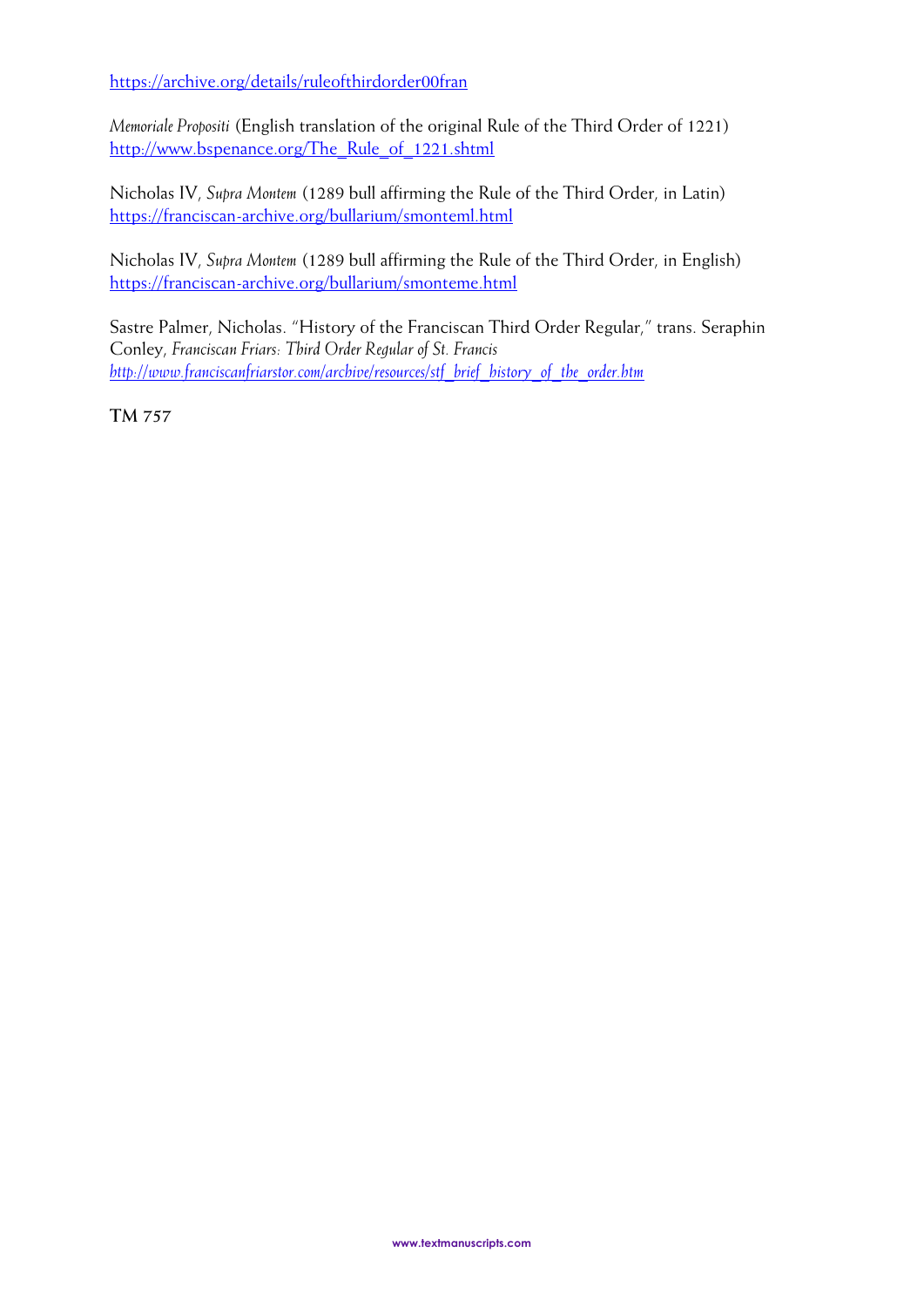https://archive.org/details/ruleofthirdorder00fran

*Memoriale Propositi* (English translation of the original Rule of the Third Order of 1221)
http://www.bspenance.org/The_Rule_of_1221.shtml

Nicholas IV, *Supra Montem* (1289 bull affirming the Rule of the Third Order, in Latin)
https://franciscan-archive.org/bullarium/smonteml.html

Nicholas IV, *Supra Montem* (1289 bull affirming the Rule of the Third Order, in English)
https://franciscan-archive.org/bullarium/smonteme.html

Sastre Palmer, Nicholas. "History of the Franciscan Third Order Regular," trans. Seraphin Conley, *Franciscan Friars: Third Order Regular of St. Francis*
*http://www.franciscanfriarstor.com/archive/resources/stf_brief_history_of_the_order.htm*

**TM 757**